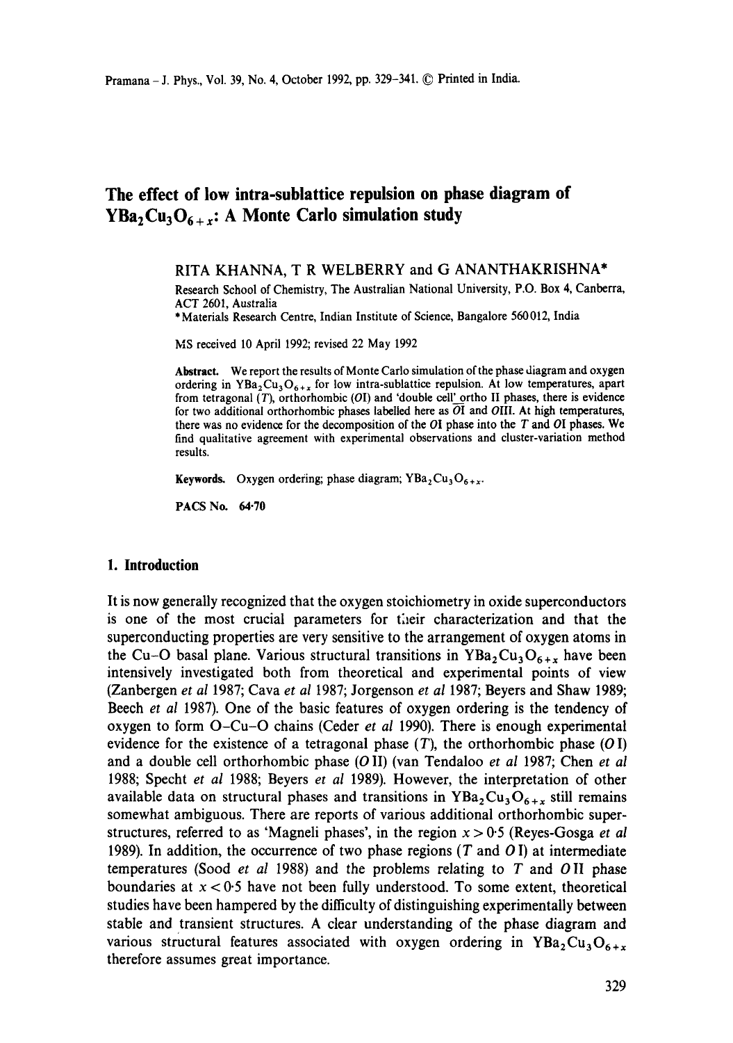# The effect of low intra-sublattice repulsion on phase diagram of $YBa_2Cu_3O_{6+x}$: A Monte Carlo simulation study

RITA KHANNA, T R WELBERRY and G ANANTHAKRISHNA*

Research School of Chemistry, The Australian National University, P.O. Box 4, Canberra, ACT 2601, Australia

*Materials Research Centre, Indian Institute of Science, Bangalore 560012, India

MS received 10 April 1992; revised 22 May 1992

**Abstract.** We report the results of Monte Carlo simulation of the phase diagram and oxygen ordering in $YBa_2Cu_3O_{6+x}$ for low intra-sublattice repulsion. At low temperatures, apart from tetragonal ($T$), orthorhombic ($O$I) and 'double cell' ortho II phases, there is evidence for two additional orthorhombic phases labelled here as $\overline{O\text{I}}$ and $O$III. At high temperatures, there was no evidence for the decomposition of the $O$I phase into the $T$ and $O$I phases. We find qualitative agreement with experimental observations and cluster-variation method results.

**Keywords.** Oxygen ordering; phase diagram; $YBa_2Cu_3O_{6+x}$.

**PACS No.** 64·70

## 1. Introduction

It is now generally recognized that the oxygen stoichiometry in oxide superconductors is one of the most crucial parameters for their characterization and that the superconducting properties are very sensitive to the arrangement of oxygen atoms in the Cu–O basal plane. Various structural transitions in $YBa_2Cu_3O_{6+x}$ have been intensively investigated both from theoretical and experimental points of view (Zanbergen *et al* 1987; Cava *et al* 1987; Jorgenson *et al* 1987; Beyers and Shaw 1989; Beech *et al* 1987). One of the basic features of oxygen ordering is the tendency of oxygen to form O–Cu–O chains (Ceder *et al* 1990). There is enough experimental evidence for the existence of a tetragonal phase ($T$), the orthorhombic phase ($O$I) and a double cell orthorhombic phase ($O$II) (van Tendaloo *et al* 1987; Chen *et al* 1988; Specht *et al* 1988; Beyers *et al* 1989). However, the interpretation of other available data on structural phases and transitions in $YBa_2Cu_3O_{6+x}$ still remains somewhat ambiguous. There are reports of various additional orthorhombic superstructures, referred to as 'Magneli phases', in the region $x > 0{\cdot}5$ (Reyes-Gosga *et al* 1989). In addition, the occurrence of two phase regions ($T$ and $O$I) at intermediate temperatures (Sood *et al* 1988) and the problems relating to $T$ and $O$II phase boundaries at $x < 0{\cdot}5$ have not been fully understood. To some extent, theoretical studies have been hampered by the difficulty of distinguishing experimentally between stable and transient structures. A clear understanding of the phase diagram and various structural features associated with oxygen ordering in $YBa_2Cu_3O_{6+x}$ therefore assumes great importance.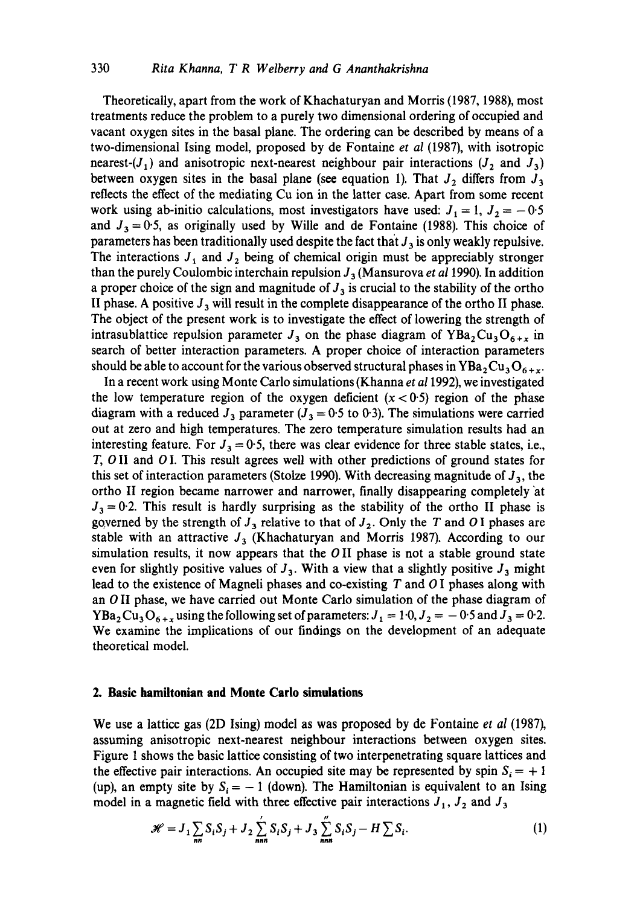Theoretically, apart from the work of Khachaturyan and Morris (1987, 1988), most treatments reduce the problem to a purely two dimensional ordering of occupied and vacant oxygen sites in the basal plane. The ordering can be described by means of a two-dimensional Ising model, proposed by de Fontaine *et al* (1987), with isotropic nearest-($J_1$) and anisotropic next-nearest neighbour pair interactions ($J_2$ and $J_3$) between oxygen sites in the basal plane (see equation 1). That $J_2$ differs from $J_3$ reflects the effect of the mediating Cu ion in the latter case. Apart from some recent work using ab-initio calculations, most investigators have used: $J_1 = 1$, $J_2 = -0.5$ and $J_3 = 0.5$, as originally used by Wille and de Fontaine (1988). This choice of parameters has been traditionally used despite the fact that $J_3$ is only weakly repulsive. The interactions $J_1$ and $J_2$ being of chemical origin must be appreciably stronger than the purely Coulombic interchain repulsion $J_3$ (Mansurova *et al* 1990). In addition a proper choice of the sign and magnitude of $J_3$ is crucial to the stability of the ortho II phase. A positive $J_3$ will result in the complete disappearance of the ortho II phase. The object of the present work is to investigate the effect of lowering the strength of intrasublattice repulsion parameter $J_3$ on the phase diagram of $YBa_2Cu_3O_{6+x}$ in search of better interaction parameters. A proper choice of interaction parameters should be able to account for the various observed structural phases in $YBa_2Cu_3O_{6+x}$.

In a recent work using Monte Carlo simulations (Khanna *et al* 1992), we investigated the low temperature region of the oxygen deficient ($x < 0.5$) region of the phase diagram with a reduced $J_3$ parameter ($J_3 = 0.5$ to $0.3$). The simulations were carried out at zero and high temperatures. The zero temperature simulation results had an interesting feature. For $J_3 = 0.5$, there was clear evidence for three stable states, i.e., $T$, $O$ II and $O$ I. This result agrees well with other predictions of ground states for this set of interaction parameters (Stolze 1990). With decreasing magnitude of $J_3$, the ortho II region became narrower and narrower, finally disappearing completely at $J_3 = 0.2$. This result is hardly surprising as the stability of the ortho II phase is governed by the strength of $J_3$ relative to that of $J_2$. Only the $T$ and $O$ I phases are stable with an attractive $J_3$ (Khachaturyan and Morris 1987). According to our simulation results, it now appears that the $O$ II phase is not a stable ground state even for slightly positive values of $J_3$. With a view that a slightly positive $J_3$ might lead to the existence of Magneli phases and co-existing $T$ and $O$ I phases along with an $O$ II phase, we have carried out Monte Carlo simulation of the phase diagram of $YBa_2Cu_3O_{6+x}$ using the following set of parameters: $J_1 = 1.0$, $J_2 = -0.5$ and $J_3 = 0.2$. We examine the implications of our findings on the development of an adequate theoretical model.

## 2. Basic hamiltonian and Monte Carlo simulations

We use a lattice gas (2D Ising) model as was proposed by de Fontaine *et al* (1987), assuming anisotropic next-nearest neighbour interactions between oxygen sites. Figure 1 shows the basic lattice consisting of two interpenetrating square lattices and the effective pair interactions. An occupied site may be represented by spin $S_i = +1$ (up), an empty site by $S_i = -1$ (down). The Hamiltonian is equivalent to an Ising model in a magnetic field with three effective pair interactions $J_1$, $J_2$ and $J_3$

$$\mathcal{H} = J_1 \sum_{nn} S_i S_j + J_2 \sum_{nnn}' S_i S_j + J_3 \sum_{nnn}'' S_i S_j - H \sum S_i. \tag{1}$$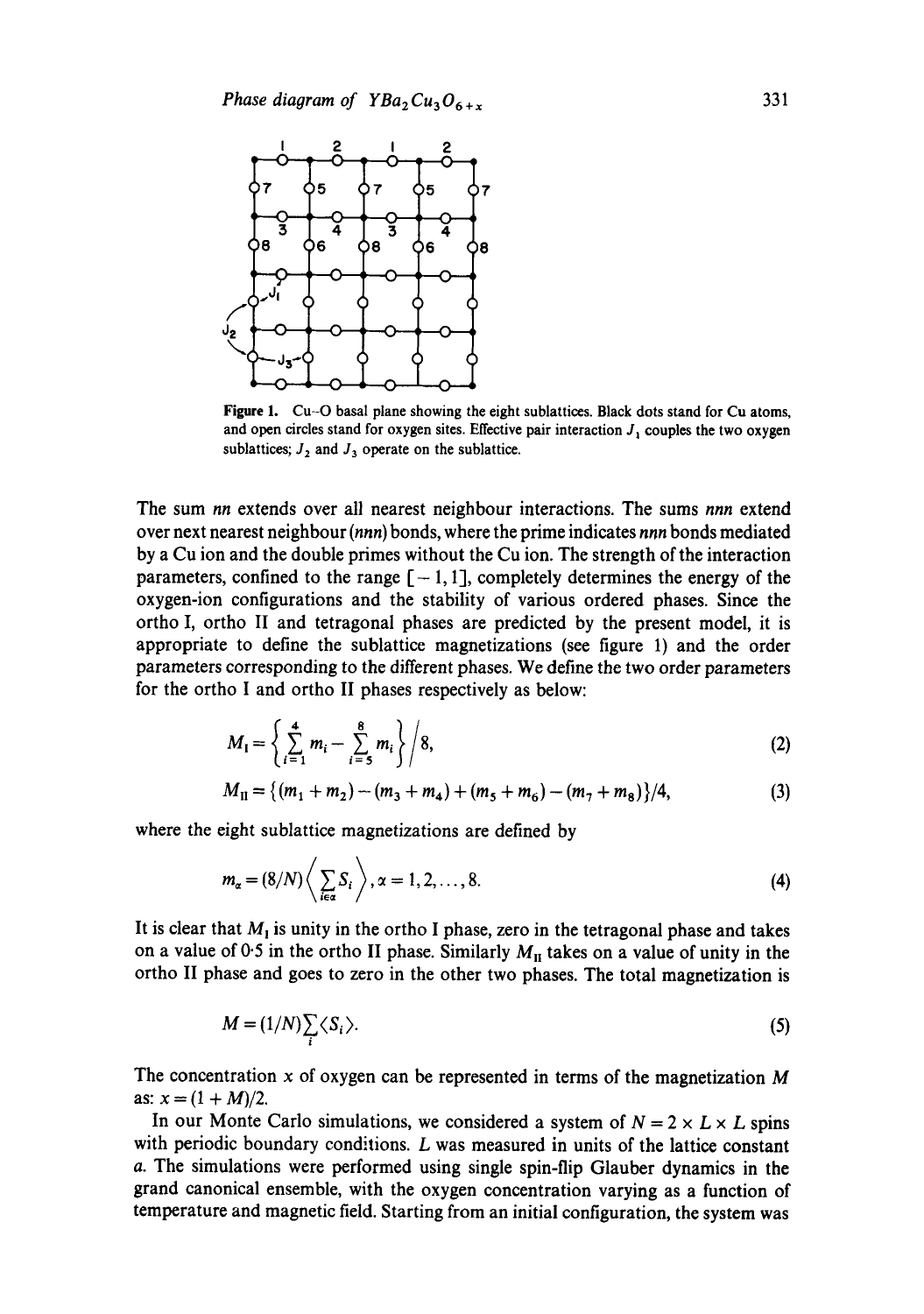**Figure 1.** Cu–O basal plane showing the eight sublattices. Black dots stand for Cu atoms, and open circles stand for oxygen sites. Effective pair interaction $J_1$ couples the two oxygen sublattices; $J_2$ and $J_3$ operate on the sublattice.

The sum *nn* extends over all nearest neighbour interactions. The sums *nnn* extend over next nearest neighbour (*nnn*) bonds, where the prime indicates *nnn* bonds mediated by a Cu ion and the double primes without the Cu ion. The strength of the interaction parameters, confined to the range $[-1, 1]$, completely determines the energy of the oxygen-ion configurations and the stability of various ordered phases. Since the ortho I, ortho II and tetragonal phases are predicted by the present model, it is appropriate to define the sublattice magnetizations (see figure 1) and the order parameters corresponding to the different phases. We define the two order parameters for the ortho I and ortho II phases respectively as below:

$$M_{\text{I}} = \left\{ \sum_{i=1}^{4} m_i - \sum_{i=5}^{8} m_i \right\} \Big/ 8, \tag{2}$$

$$M_{\text{II}} = \{(m_1 + m_2) - (m_3 + m_4) + (m_5 + m_6) - (m_7 + m_8)\}/4, \tag{3}$$

where the eight sublattice magnetizations are defined by

$$m_\alpha = (8/N) \left\langle \sum_{i \in \alpha} S_i \right\rangle, \alpha = 1, 2, \ldots, 8. \tag{4}$$

It is clear that $M_{\text{I}}$ is unity in the ortho I phase, zero in the tetragonal phase and takes on a value of 0·5 in the ortho II phase. Similarly $M_{\text{II}}$ takes on a value of unity in the ortho II phase and goes to zero in the other two phases. The total magnetization is

$$M = (1/N) \sum_i \langle S_i \rangle. \tag{5}$$

The concentration $x$ of oxygen can be represented in terms of the magnetization $M$ as: $x = (1 + M)/2$.

In our Monte Carlo simulations, we considered a system of $N = 2 \times L \times L$ spins with periodic boundary conditions. $L$ was measured in units of the lattice constant $a$. The simulations were performed using single spin-flip Glauber dynamics in the grand canonical ensemble, with the oxygen concentration varying as a function of temperature and magnetic field. Starting from an initial configuration, the system was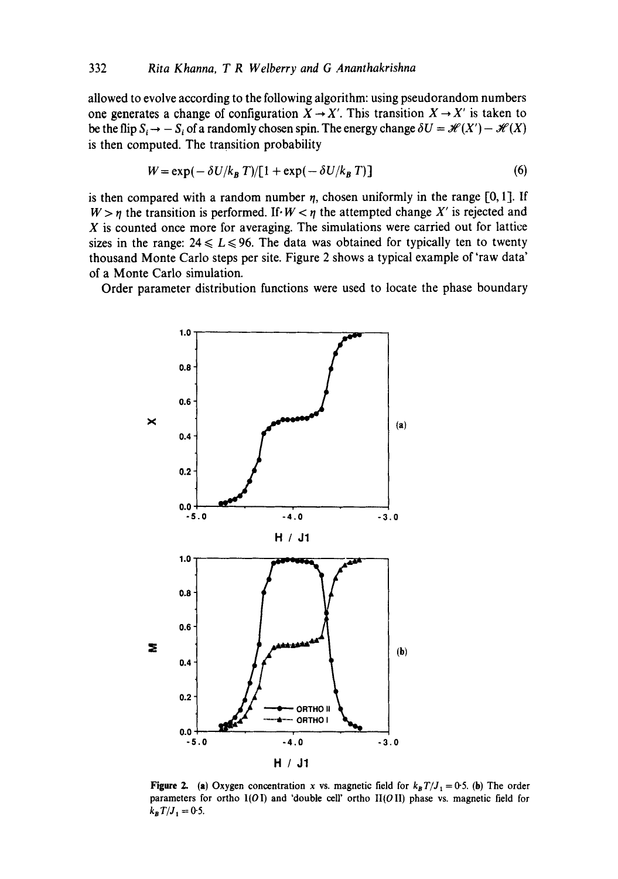allowed to evolve according to the following algorithm: using pseudorandom numbers one generates a change of configuration $X \to X'$. This transition $X \to X'$ is taken to be the flip $S_i \to -S_i$ of a randomly chosen spin. The energy change $\delta U = \mathscr{H}(X') - \mathscr{H}(X)$ is then computed. The transition probability

$$W = \exp(-\delta U/k_B T)/[1 + \exp(-\delta U/k_B T)] \tag{6}$$

is then compared with a random number $\eta$, chosen uniformly in the range [0, 1]. If $W > \eta$ the transition is performed. If $W < \eta$ the attempted change $X'$ is rejected and $X$ is counted once more for averaging. The simulations were carried out for lattice sizes in the range: $24 \leqslant L \leqslant 96$. The data was obtained for typically ten to twenty thousand Monte Carlo steps per site. Figure 2 shows a typical example of 'raw data' of a Monte Carlo simulation.

Order parameter distribution functions were used to locate the phase boundary

**Figure 2.** (a) Oxygen concentration $x$ vs. magnetic field for $k_B T/J_1 = 0{\cdot}5$. (b) The order parameters for ortho I($O$ I) and 'double cell' ortho II($O$ II) phase vs. magnetic field for $k_B T/J_1 = 0{\cdot}5$.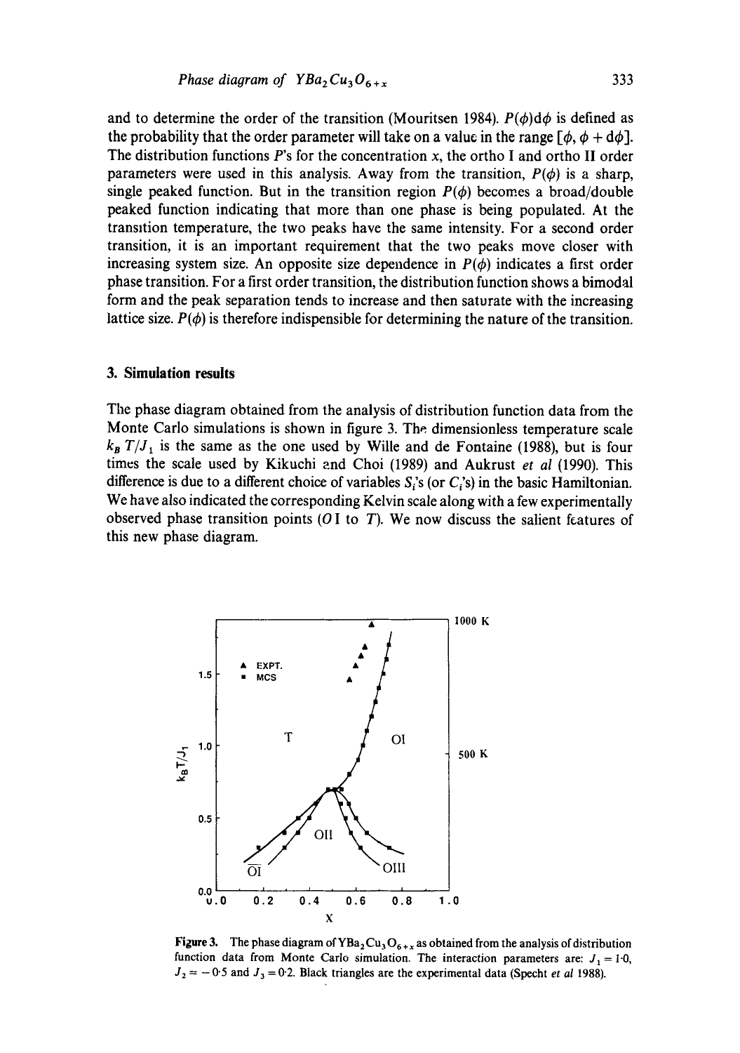and to determine the order of the transition (Mouritsen 1984). $P(\phi)d\phi$ is defined as the probability that the order parameter will take on a value in the range $[\phi, \phi + d\phi]$. The distribution functions $P$'s for the concentration $x$, the ortho I and ortho II order parameters were used in this analysis. Away from the transition, $P(\phi)$ is a sharp, single peaked function. But in the transition region $P(\phi)$ becomes a broad/double peaked function indicating that more than one phase is being populated. At the transition temperature, the two peaks have the same intensity. For a second order transition, it is an important requirement that the two peaks move closer with increasing system size. An opposite size dependence in $P(\phi)$ indicates a first order phase transition. For a first order transition, the distribution function shows a bimodal form and the peak separation tends to increase and then saturate with the increasing lattice size. $P(\phi)$ is therefore indispensible for determining the nature of the transition.

## 3. Simulation results

The phase diagram obtained from the analysis of distribution function data from the Monte Carlo simulations is shown in figure 3. The dimensionless temperature scale $k_B T/J_1$ is the same as the one used by Wille and de Fontaine (1988), but is four times the scale used by Kikuchi and Choi (1989) and Aukrust *et al* (1990). This difference is due to a different choice of variables $S_i$'s (or $C_i$'s) in the basic Hamiltonian. We have also indicated the corresponding Kelvin scale along with a few experimentally observed phase transition points ($O$ I to $T$). We now discuss the salient features of this new phase diagram.

**Figure 3.** The phase diagram of $YBa_2Cu_3O_{6+x}$ as obtained from the analysis of distribution function data from Monte Carlo simulation. The interaction parameters are: $J_1 = 1{\cdot}0$, $J_2 = -0{\cdot}5$ and $J_3 = 0{\cdot}2$. Black triangles are the experimental data (Specht *et al* 1988).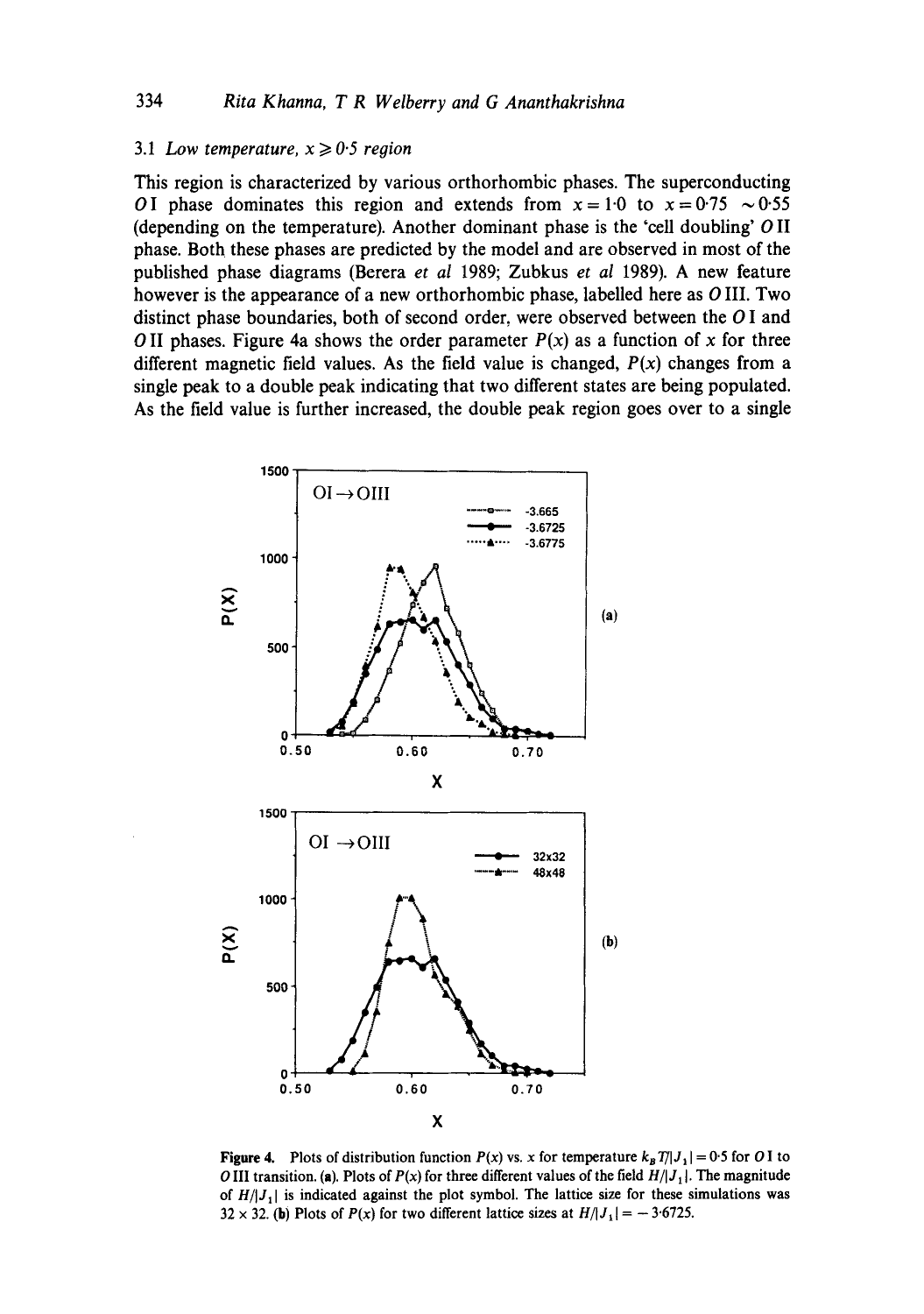### 3.1 *Low temperature, $x \geq 0{\cdot}5$ region*

This region is characterized by various orthorhombic phases. The superconducting $O$I phase dominates this region and extends from $x = 1{\cdot}0$ to $x = 0{\cdot}75$ $\sim 0{\cdot}55$ (depending on the temperature). Another dominant phase is the 'cell doubling' $O$II phase. Both these phases are predicted by the model and are observed in most of the published phase diagrams (Berera *et al* 1989; Zubkus *et al* 1989). A new feature however is the appearance of a new orthorhombic phase, labelled here as $O$III. Two distinct phase boundaries, both of second order, were observed between the $O$I and $O$II phases. Figure 4a shows the order parameter $P(x)$ as a function of $x$ for three different magnetic field values. As the field value is changed, $P(x)$ changes from a single peak to a double peak indicating that two different states are being populated. As the field value is further increased, the double peak region goes over to a single

**Figure 4.** Plots of distribution function $P(x)$ vs. $x$ for temperature $k_B T/|J_1| = 0{\cdot}5$ for $O$I to $O$III transition. (**a**). Plots of $P(x)$ for three different values of the field $H/|J_1|$. The magnitude of $H/|J_1|$ is indicated against the plot symbol. The lattice size for these simulations was $32 \times 32$. (**b**) Plots of $P(x)$ for two different lattice sizes at $H/|J_1| = -3{\cdot}6725$.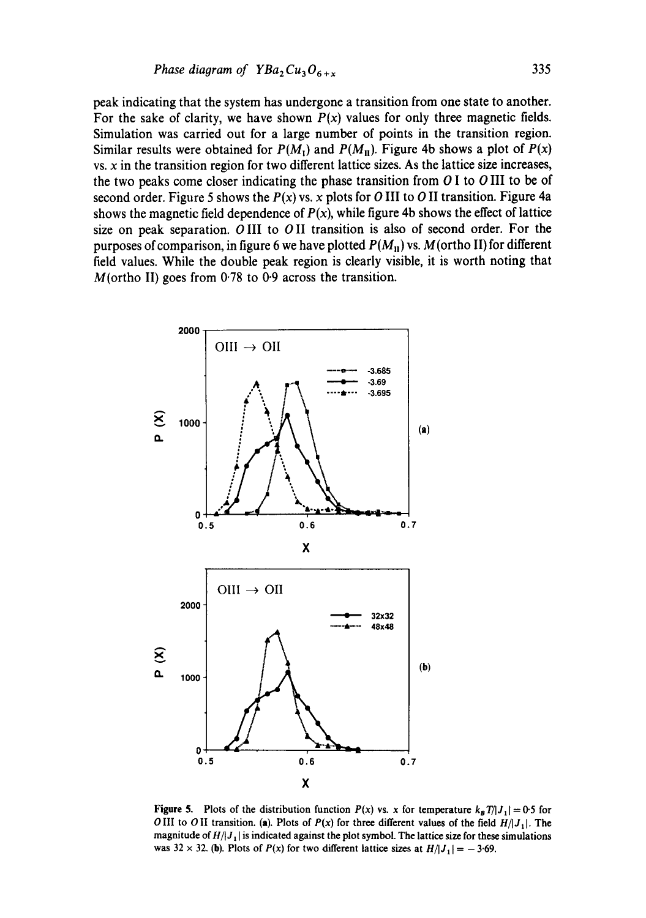peak indicating that the system has undergone a transition from one state to another. For the sake of clarity, we have shown $P(x)$ values for only three magnetic fields. Simulation was carried out for a large number of points in the transition region. Similar results were obtained for $P(M_{\mathrm{I}})$ and $P(M_{\mathrm{II}})$. Figure 4b shows a plot of $P(x)$ vs. $x$ in the transition region for two different lattice sizes. As the lattice size increases, the two peaks come closer indicating the phase transition from $O$ I to $O$ III to be of second order. Figure 5 shows the $P(x)$ vs. $x$ plots for $O$ III to $O$ II transition. Figure 4a shows the magnetic field dependence of $P(x)$, while figure 4b shows the effect of lattice size on peak separation. $O$ III to $O$ II transition is also of second order. For the purposes of comparison, in figure 6 we have plotted $P(M_{\mathrm{II}})$ vs. $M$(ortho II) for different field values. While the double peak region is clearly visible, it is worth noting that $M$(ortho II) goes from 0·78 to 0·9 across the transition.

**Figure 5.** Plots of the distribution function $P(x)$ vs. $x$ for temperature $k_B T/|J_1| = 0{\cdot}5$ for $O$ III to $O$ II transition. **(a)**. Plots of $P(x)$ for three different values of the field $H/|J_1|$. The magnitude of $H/|J_1|$ is indicated against the plot symbol. The lattice size for these simulations was $32 \times 32$. **(b)**. Plots of $P(x)$ for two different lattice sizes at $H/|J_1| = -3{\cdot}69$.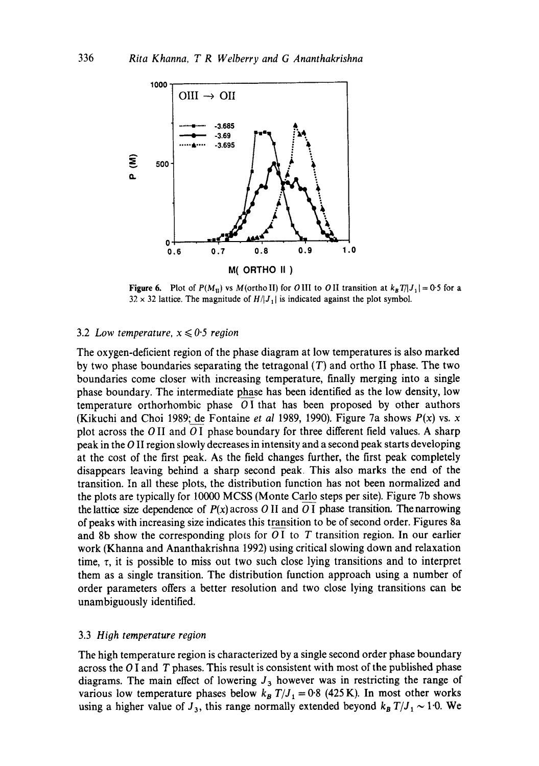**Figure 6.** Plot of $P(M_{\text{II}})$ vs $M$(ortho II) for $O$ III to $O$ II transition at $k_B T/|J_1| = 0{\cdot}5$ for a $32 \times 32$ lattice. The magnitude of $H/|J_1|$ is indicated against the plot symbol.

### 3.2 *Low temperature, $x \leqslant 0{\cdot}5$ region*

The oxygen-deficient region of the phase diagram at low temperatures is also marked by two phase boundaries separating the tetragonal ($T$) and ortho II phase. The two boundaries come closer with increasing temperature, finally merging into a single phase boundary. The intermediate phase has been identified as the low density, low temperature orthorhombic phase $\overline{O\,\text{I}}$ that has been proposed by other authors (Kikuchi and Choi 1989; de Fontaine *et al* 1989, 1990). Figure 7a shows $P(x)$ vs. $x$ plot across the $O$ II and $\overline{O\,\text{I}}$ phase boundary for three different field values. A sharp peak in the $O$ II region slowly decreases in intensity and a second peak starts developing at the cost of the first peak. As the field changes further, the first peak completely disappears leaving behind a sharp second peak. This also marks the end of the transition. In all these plots, the distribution function has not been normalized and the plots are typically for 10000 MCSS (Monte Carlo steps per site). Figure 7b shows the lattice size dependence of $P(x)$ across $O$ II and $\overline{O\,\text{I}}$ phase transition. The narrowing of peaks with increasing size indicates this transition to be of second order. Figures 8a and 8b show the corresponding plots for $\overline{O\,\text{I}}$ to $T$ transition region. In our earlier work (Khanna and Ananthakrishna 1992) using critical slowing down and relaxation time, $\tau$, it is possible to miss out two such close lying transitions and to interpret them as a single transition. The distribution function approach using a number of order parameters offers a better resolution and two close lying transitions can be unambiguously identified.

### 3.3 *High temperature region*

The high temperature region is characterized by a single second order phase boundary across the $O$ I and $T$ phases. This result is consistent with most of the published phase diagrams. The main effect of lowering $J_3$ however was in restricting the range of various low temperature phases below $k_B T/J_1 = 0{\cdot}8$ (425 K). In most other works using a higher value of $J_3$, this range normally extended beyond $k_B T/J_1 \sim 1{\cdot}0$. We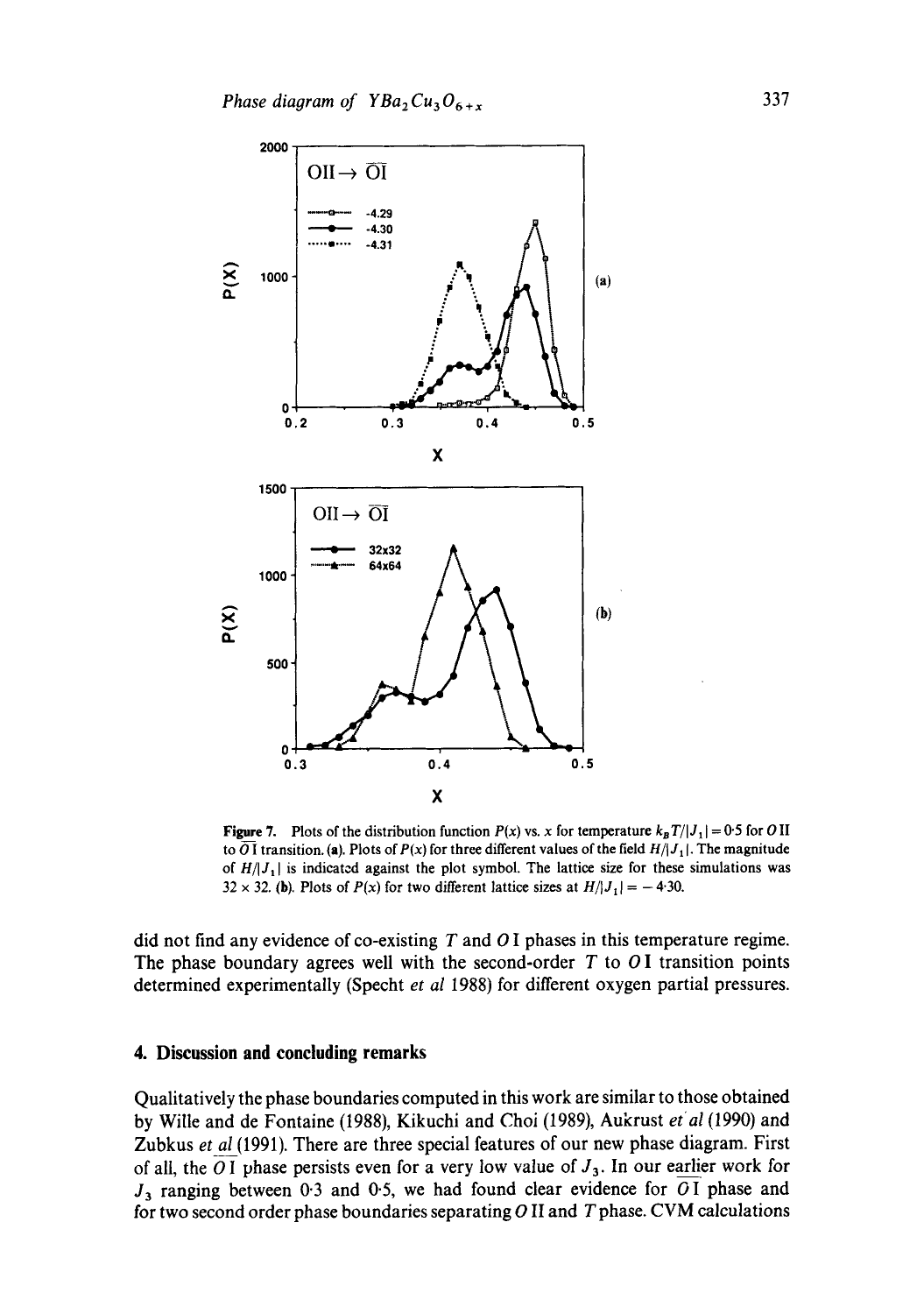Figure 7. Plots of the distribution function $P(x)$ vs. $x$ for temperature $k_B T/|J_1| = 0{\cdot}5$ for $O$ II to $\overline{O\,\mathrm{I}}$ transition. (a). Plots of $P(x)$ for three different values of the field $H/|J_1|$. The magnitude of $H/|J_1|$ is indicated against the plot symbol. The lattice size for these simulations was $32 \times 32$. (b). Plots of $P(x)$ for two different lattice sizes at $H/|J_1| = -4{\cdot}30$.

did not find any evidence of co-existing $T$ and $O$ I phases in this temperature regime. The phase boundary agrees well with the second-order $T$ to $O$ I transition points determined experimentally (Specht *et al* 1988) for different oxygen partial pressures.

## 4. Discussion and concluding remarks

Qualitatively the phase boundaries computed in this work are similar to those obtained by Wille and de Fontaine (1988), Kikuchi and Choi (1989), Aukrust *et al* (1990) and Zubkus *et al* (1991). There are three special features of our new phase diagram. First of all, the $\overline{O\,\mathrm{I}}$ phase persists even for a very low value of $J_3$. In our earlier work for $J_3$ ranging between 0·3 and 0·5, we had found clear evidence for $\overline{O\,\mathrm{I}}$ phase and for two second order phase boundaries separating $O$ II and $T$ phase. CVM calculations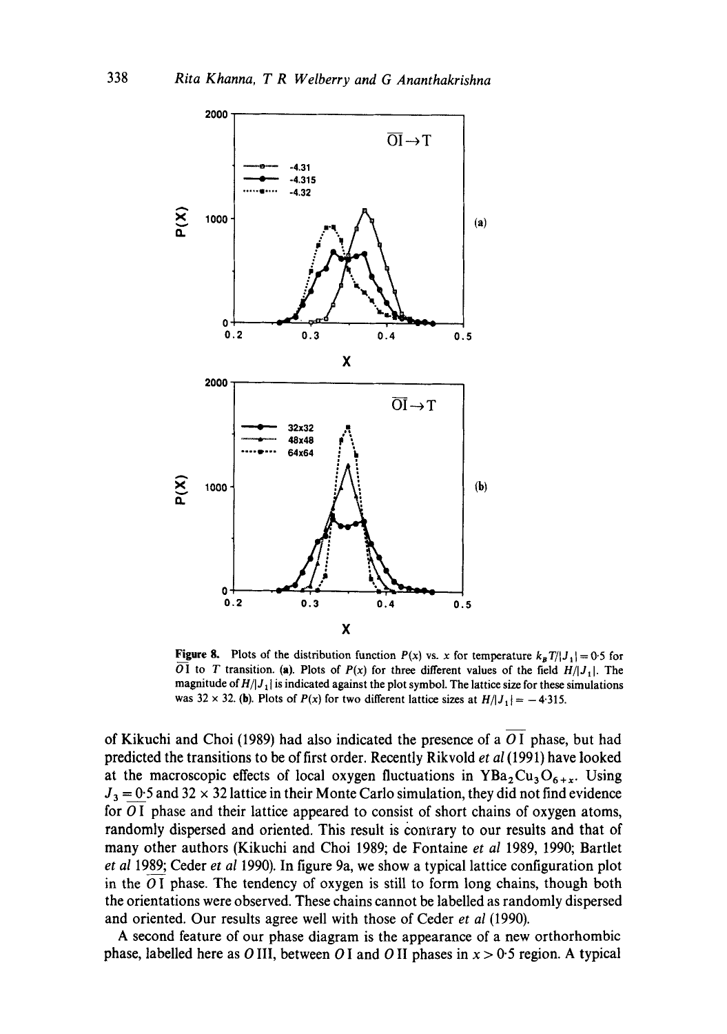**Figure 8.** Plots of the distribution function $P(x)$ vs. $x$ for temperature $k_B T/|J_1| = 0.5$ for $\overline{O\text{I}}$ to $T$ transition. **(a)**. Plots of $P(x)$ for three different values of the field $H/|J_1|$. The magnitude of $H/|J_1|$ is indicated against the plot symbol. The lattice size for these simulations was $32 \times 32$. **(b)**. Plots of $P(x)$ for two different lattice sizes at $H/|J_1| = -4.315$.

of Kikuchi and Choi (1989) had also indicated the presence of a $\overline{O\text{I}}$ phase, but had predicted the transitions to be of first order. Recently Rikvold *et al* (1991) have looked at the macroscopic effects of local oxygen fluctuations in $YBa_2Cu_3O_{6+x}$. Using $J_3 = 0.5$ and $32 \times 32$ lattice in their Monte Carlo simulation, they did not find evidence for $\overline{O\text{I}}$ phase and their lattice appeared to consist of short chains of oxygen atoms, randomly dispersed and oriented. This result is contrary to our results and that of many other authors (Kikuchi and Choi 1989; de Fontaine *et al* 1989, 1990; Bartlet *et al* 1989; Ceder *et al* 1990). In figure 9a, we show a typical lattice configuration plot in the $\overline{O\text{I}}$ phase. The tendency of oxygen is still to form long chains, though both the orientations were observed. These chains cannot be labelled as randomly dispersed and oriented. Our results agree well with those of Ceder *et al* (1990).

A second feature of our phase diagram is the appearance of a new orthorhombic phase, labelled here as $O\,\text{III}$, between $O\,\text{I}$ and $O\,\text{II}$ phases in $x > 0.5$ region. A typical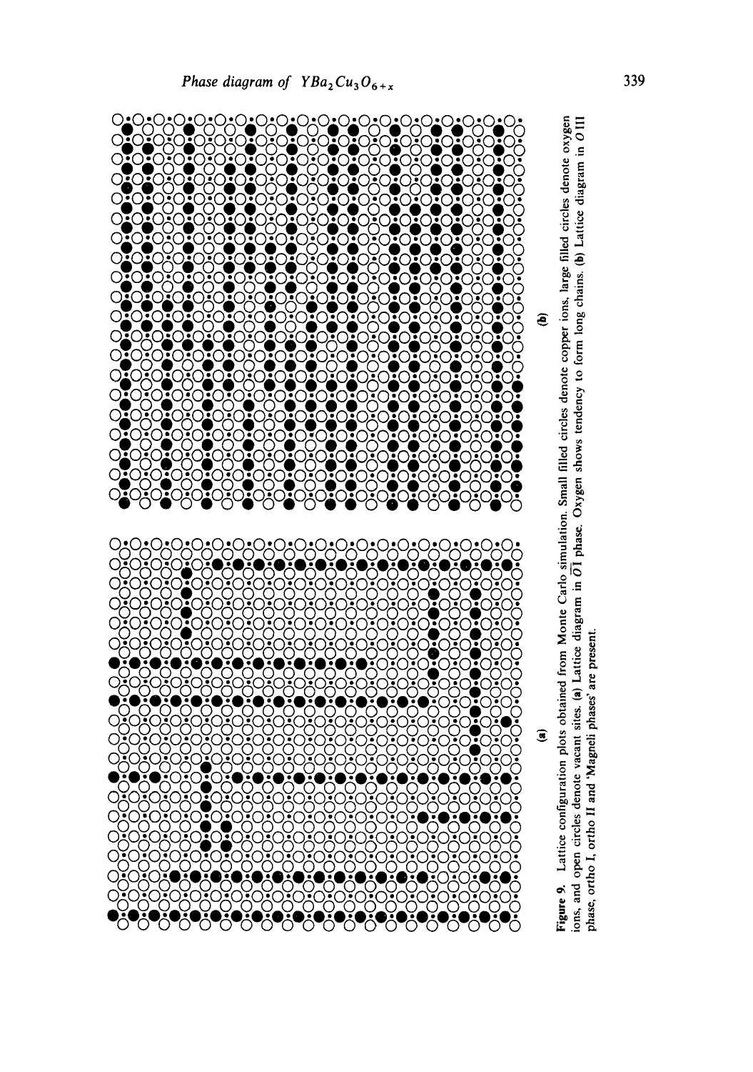(a)

(b)

**Figure 9.** Lattice configuration plots obtained from Monte Carlo simulation. Small filled circles denote copper ions, large filled circles denote oxygen ions, and open circles denote vacant sites. (a) Lattice diagram in $\overline{OI}$ phase. Oxygen shows tendency to form long chains. (b) Lattice diagram in O III phase, ortho I, ortho II and 'Magneli phases' are present.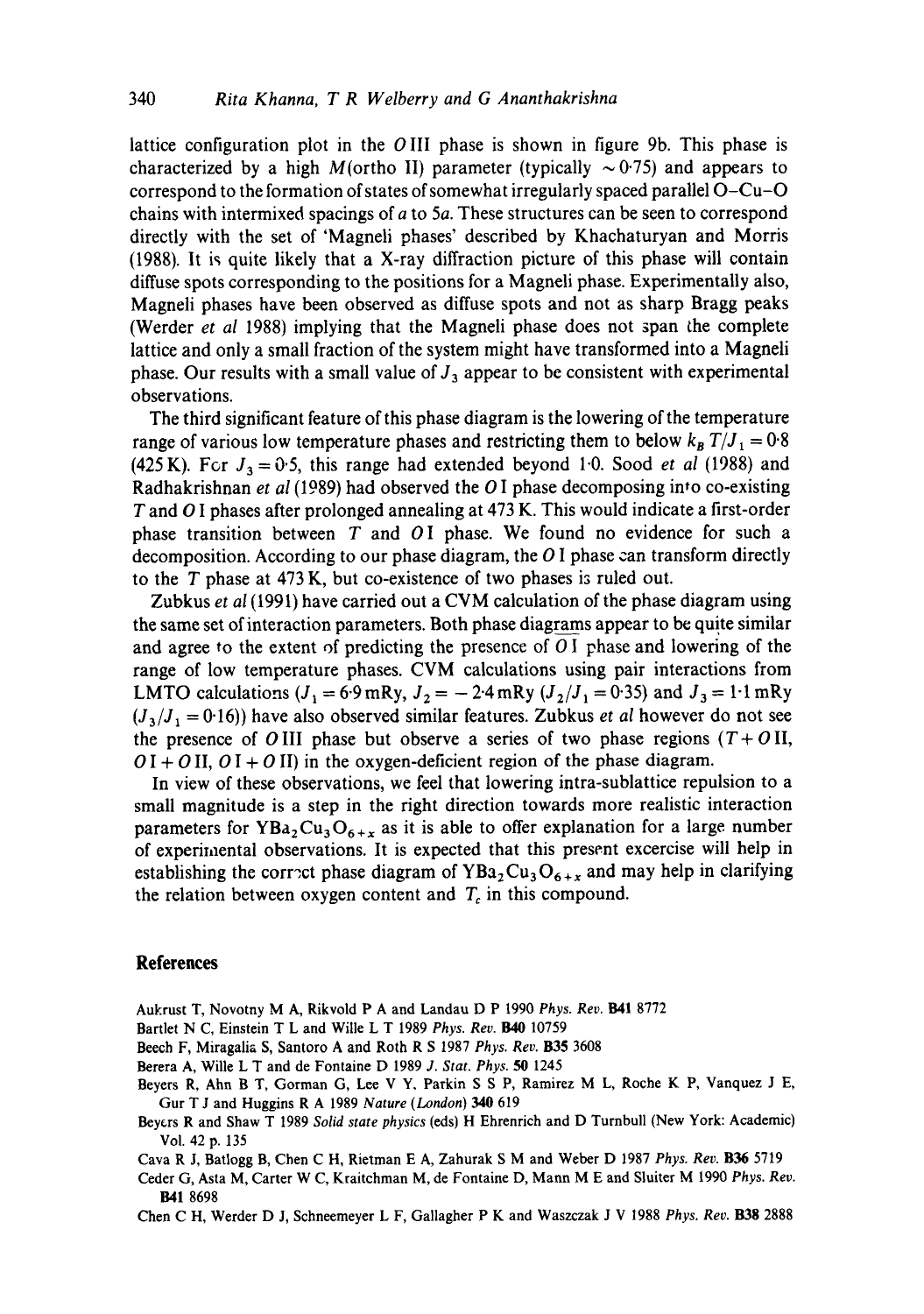lattice configuration plot in the $O$III phase is shown in figure 9b. This phase is characterized by a high $M$(ortho II) parameter (typically $\sim 0.75$) and appears to correspond to the formation of states of somewhat irregularly spaced parallel O–Cu–O chains with intermixed spacings of $a$ to $5a$. These structures can be seen to correspond directly with the set of 'Magneli phases' described by Khachaturyan and Morris (1988). It is quite likely that a X-ray diffraction picture of this phase will contain diffuse spots corresponding to the positions for a Magneli phase. Experimentally also, Magneli phases have been observed as diffuse spots and not as sharp Bragg peaks (Werder *et al* 1988) implying that the Magneli phase does not span the complete lattice and only a small fraction of the system might have transformed into a Magneli phase. Our results with a small value of $J_3$ appear to be consistent with experimental observations.

The third significant feature of this phase diagram is the lowering of the temperature range of various low temperature phases and restricting them to below $k_B T/J_1 = 0.8$ (425 K). For $J_3 = 0.5$, this range had extended beyond 1·0. Sood *et al* (1988) and Radhakrishnan *et al* (1989) had observed the $O$I phase decomposing into co-existing $T$ and $O$I phases after prolonged annealing at 473 K. This would indicate a first-order phase transition between $T$ and $O$I phase. We found no evidence for such a decomposition. According to our phase diagram, the $O$I phase can transform directly to the $T$ phase at 473 K, but co-existence of two phases is ruled out.

Zubkus *et al* (1991) have carried out a CVM calculation of the phase diagram using the same set of interaction parameters. Both phase diagrams appear to be quite similar and agree to the extent of predicting the presence of $O$I phase and lowering of the range of low temperature phases. CVM calculations using pair interactions from LMTO calculations ($J_1 = 6.9$ mRy, $J_2 = -2.4$ mRy ($J_2/J_1 = 0.35$) and $J_3 = 1.1$ mRy ($J_3/J_1 = 0.16$)) have also observed similar features. Zubkus *et al* however do not see the presence of $O$III phase but observe a series of two phase regions ($T + O$II, $O$I $+ O$II, $O$I $+ O$II) in the oxygen-deficient region of the phase diagram.

In view of these observations, we feel that lowering intra-sublattice repulsion to a small magnitude is a step in the right direction towards more realistic interaction parameters for $YBa_2Cu_3O_{6+x}$ as it is able to offer explanation for a large number of experimental observations. It is expected that this present excercise will help in establishing the correct phase diagram of $YBa_2Cu_3O_{6+x}$ and may help in clarifying the relation between oxygen content and $T_c$ in this compound.

## References

Aukrust T, Novotny M A, Rikvold P A and Landau D P 1990 *Phys. Rev.* **B41** 8772

Bartlet N C, Einstein T L and Wille L T 1989 *Phys. Rev.* **B40** 10759

Beech F, Miragalia S, Santoro A and Roth R S 1987 *Phys. Rev.* **B35** 3608

Berera A, Wille L T and de Fontaine D 1989 *J. Stat. Phys.* **50** 1245

Beyers R, Ahn B T, Gorman G, Lee V Y, Parkin S S P, Ramirez M L, Roche K P, Vanquez J E, Gur T J and Huggins R A 1989 *Nature (London)* **340** 619

Beyers R and Shaw T 1989 *Solid state physics* (eds) H Ehrenrich and D Turnbull (New York: Academic) Vol. 42 p. 135

Cava R J, Batlogg B, Chen C H, Rietman E A, Zahurak S M and Weber D 1987 *Phys. Rev.* **B36** 5719

Ceder G, Asta M, Carter W C, Kraitchman M, de Fontaine D, Mann M E and Sluiter M 1990 *Phys. Rev.* **B41** 8698

Chen C H, Werder D J, Schneemeyer L F, Gallagher P K and Waszczak J V 1988 *Phys. Rev.* **B38** 2888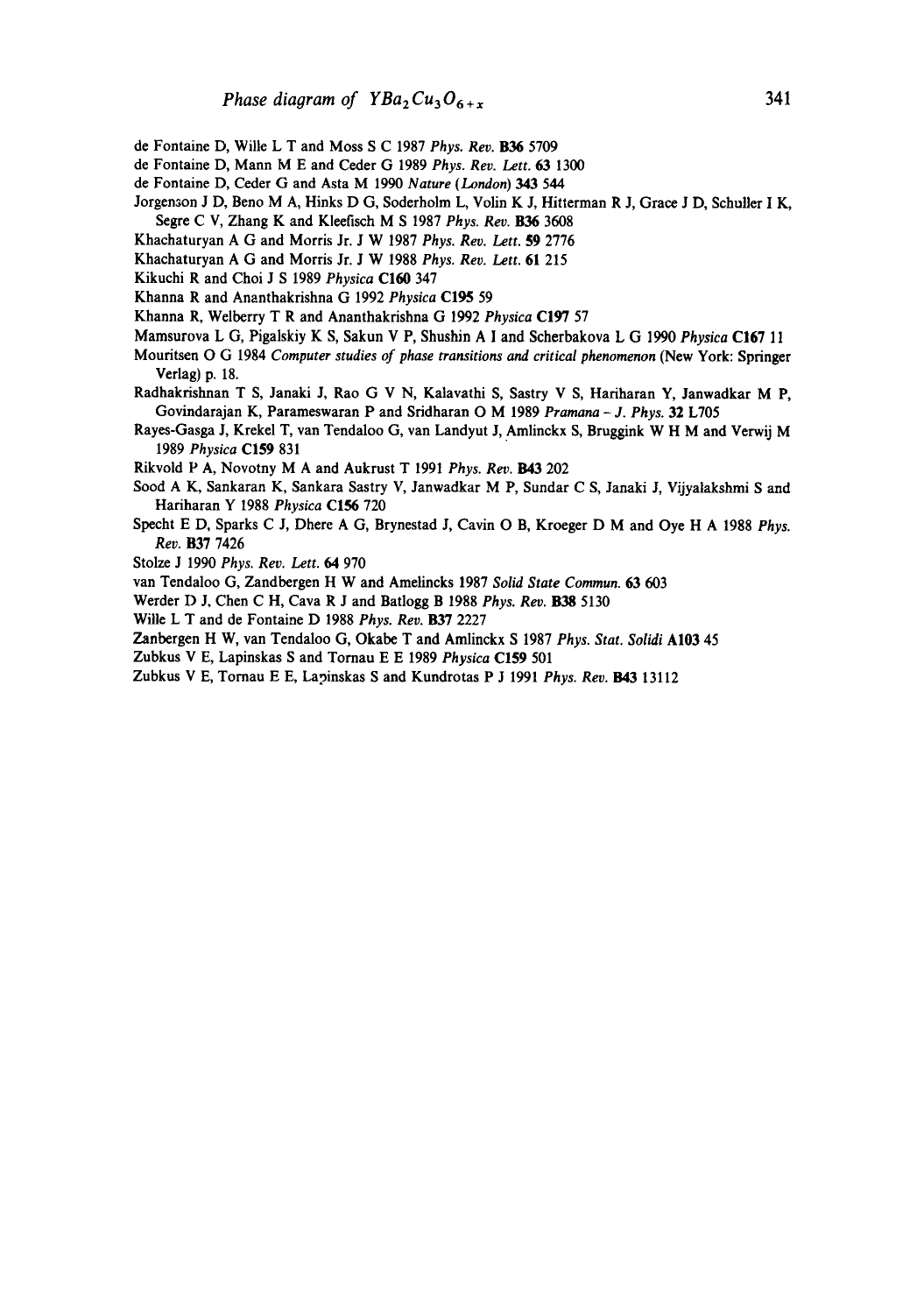de Fontaine D, Wille L T and Moss S C 1987 *Phys. Rev.* **B36** 5709

de Fontaine D, Mann M E and Ceder G 1989 *Phys. Rev. Lett.* **63** 1300

de Fontaine D, Ceder G and Asta M 1990 *Nature (London)* **343** 544

Jorgenson J D, Beno M A, Hinks D G, Soderholm L, Volin K J, Hitterman R J, Grace J D, Schuller I K, Segre C V, Zhang K and Kleefisch M S 1987 *Phys. Rev.* **B36** 3608

Khachaturyan A G and Morris Jr. J W 1987 *Phys. Rev. Lett.* **59** 2776

Khachaturyan A G and Morris Jr. J W 1988 *Phys. Rev. Lett.* **61** 215

Kikuchi R and Choi J S 1989 *Physica* **C160** 347

Khanna R and Ananthakrishna G 1992 *Physica* **C195** 59

Khanna R, Welberry T R and Ananthakrishna G 1992 *Physica* **C197** 57

Mamsurova L G, Pigalskiy K S, Sakun V P, Shushin A I and Scherbakova L G 1990 *Physica* **C167** 11

Mouritsen O G 1984 *Computer studies of phase transitions and critical phenomenon* (New York: Springer Verlag) p. 18.

Radhakrishnan T S, Janaki J, Rao G V N, Kalavathi S, Sastry V S, Hariharan Y, Janwadkar M P, Govindarajan K, Parameswaran P and Sridharan O M 1989 *Pramana – J. Phys.* **32** L705

Rayes-Gasga J, Krekel T, van Tendaloo G, van Landyut J, Amlinckx S, Bruggink W H M and Verwij M 1989 *Physica* **C159** 831

Rikvold P A, Novotny M A and Aukrust T 1991 *Phys. Rev.* **B43** 202

Sood A K, Sankaran K, Sankara Sastry V, Janwadkar M P, Sundar C S, Janaki J, Vijyalakshmi S and Hariharan Y 1988 *Physica* **C156** 720

Specht E D, Sparks C J, Dhere A G, Brynestad J, Cavin O B, Kroeger D M and Oye H A 1988 *Phys. Rev.* **B37** 7426

Stolze J 1990 *Phys. Rev. Lett.* **64** 970

van Tendaloo G, Zandbergen H W and Amelincks 1987 *Solid State Commun.* **63** 603

Werder D J, Chen C H, Cava R J and Batlogg B 1988 *Phys. Rev.* **B38** 5130

Wille L T and de Fontaine D 1988 *Phys. Rev.* **B37** 2227

Zanbergen H W, van Tendaloo G, Okabe T and Amlinckx S 1987 *Phys. Stat. Solidi* **A103** 45

Zubkus V E, Lapinskas S and Tornau E E 1989 *Physica* **C159** 501

Zubkus V E, Tornau E E, Lapinskas S and Kundrotas P J 1991 *Phys. Rev.* **B43** 13112